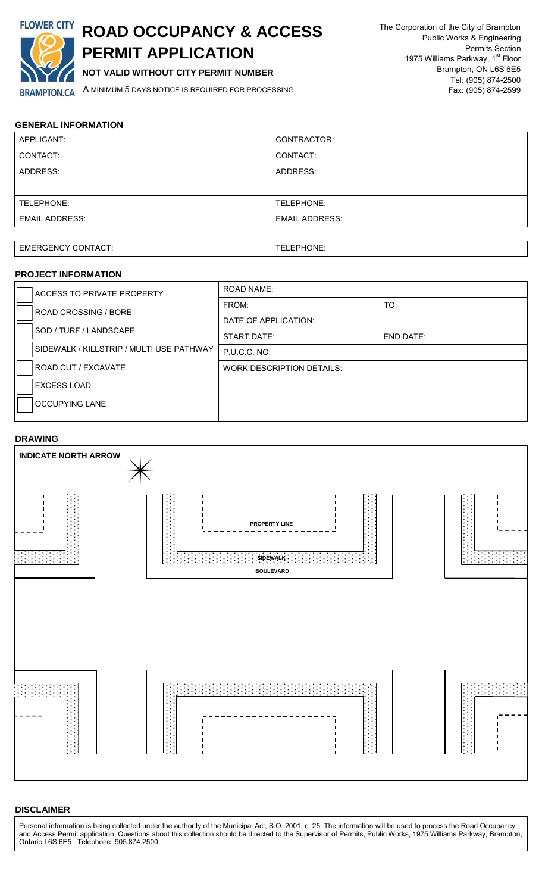FLOWER CITY

BRAMPTON.CA

# ROAD OCCUPANCY & ACCESS PERMIT APPLICATION

**NOT VALID WITHOUT CITY PERMIT NUMBER**

A MINIMUM 5 DAYS NOTICE IS REQUIRED FOR PROCESSING

The Corporation of the City of Brampton
Public Works & Engineering
Permits Section
1975 Williams Parkway, 1st Floor
Brampton, ON L6S 6E5
Tel: (905) 874-2500
Fax: (905) 874-2599

## GENERAL INFORMATION

| APPLICANT: | CONTRACTOR: |
|---|---|
| CONTACT: | CONTACT: |
| ADDRESS: | ADDRESS: |
| TELEPHONE: | TELEPHONE: |
| EMAIL ADDRESS: | EMAIL ADDRESS: |

| EMERGENCY CONTACT: | TELEPHONE: |
|---|---|

## PROJECT INFORMATION

| | | |
|---|---|---|
| ☐ ACCESS TO PRIVATE PROPERTY | ROAD NAME: | |
| ☐ ROAD CROSSING / BORE | FROM: | TO: |
| ☐ SOD / TURF / LANDSCAPE | DATE OF APPLICATION: | |
| ☐ SIDEWALK / KILLSTRIP / MULTI USE PATHWAY | START DATE: | END DATE: |
| ☐ ROAD CUT / EXCAVATE | P.U.C.C. NO: | |
| ☐ EXCESS LOAD | WORK DESCRIPTION DETAILS: | |
| ☐ OCCUPYING LANE | | |

## DRAWING

**INDICATE NORTH ARROW**

PROPERTY LINE

SIDEWALK

BOULEVARD

## DISCLAIMER

Personal information is being collected under the authority of the Municipal Act, S.O. 2001, c. 25. The information will be used to process the Road Occupancy and Access Permit application. Questions about this collection should be directed to the Supervisor of Permits, Public Works, 1975 Williams Parkway, Brampton, Ontario L6S 6E5 Telephone: 905.874.2500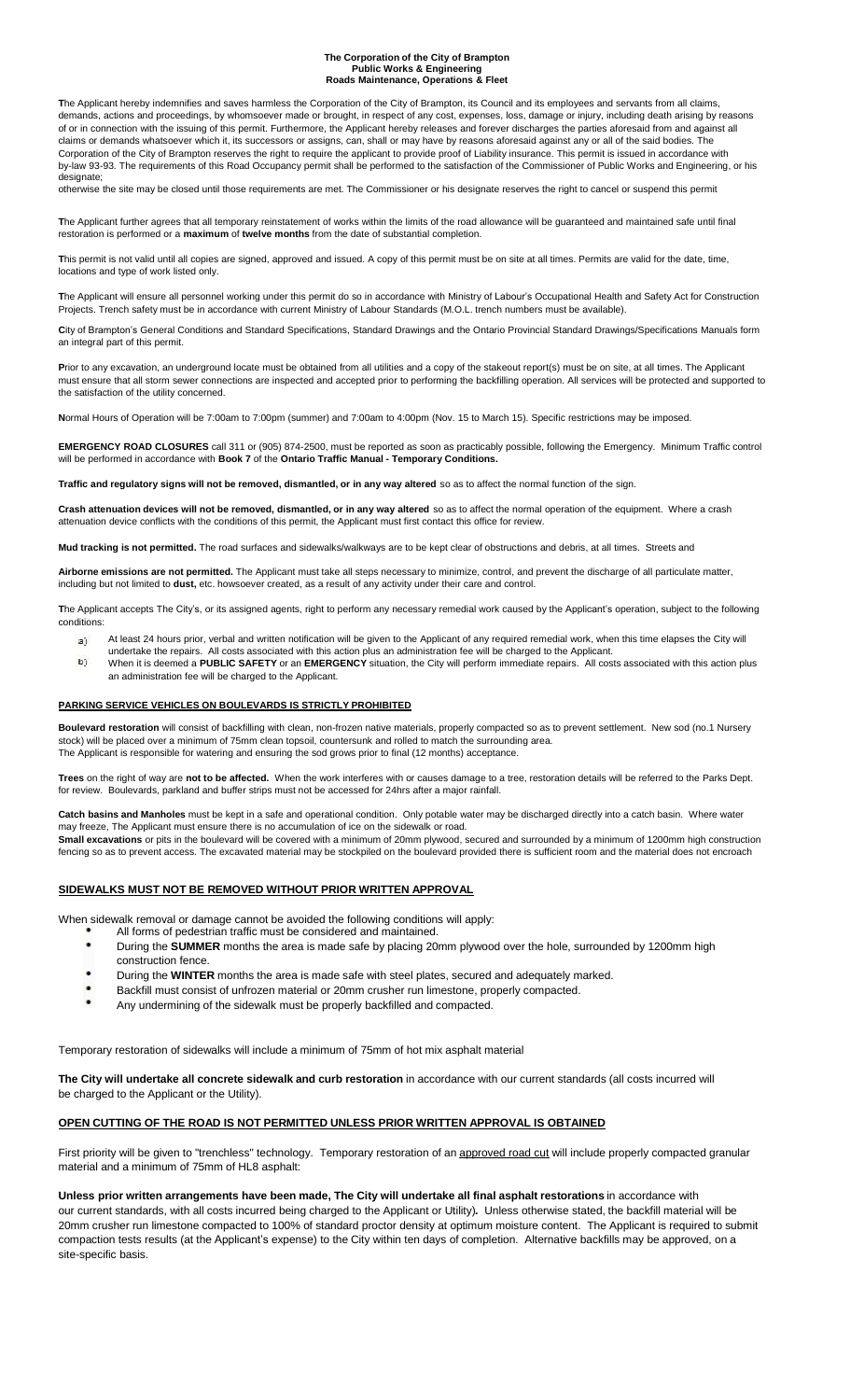**The Corporation of the City of Brampton**
**Public Works & Engineering**
**Roads Maintenance, Operations & Fleet**

**T**he Applicant hereby indemnifies and saves harmless the Corporation of the City of Brampton, its Council and its employees and servants from all claims, demands, actions and proceedings, by whomsoever made or brought, in respect of any cost, expenses, loss, damage or injury, including death arising by reasons of or in connection with the issuing of this permit. Furthermore, the Applicant hereby releases and forever discharges the parties aforesaid from and against all claims or demands whatsoever which it, its successors or assigns, can, shall or may have by reasons aforesaid against any or all of the said bodies. The Corporation of the City of Brampton reserves the right to require the applicant to provide proof of Liability insurance. This permit is issued in accordance with by-law 93-93. The requirements of this Road Occupancy permit shall be performed to the satisfaction of the Commissioner of Public Works and Engineering, or his designate;

otherwise the site may be closed until those requirements are met. The Commissioner or his designate reserves the right to cancel or suspend this permit

**T**he Applicant further agrees that all temporary reinstatement of works within the limits of the road allowance will be guaranteed and maintained safe until final restoration is performed or a **maximum** of **twelve months** from the date of substantial completion.

**T**his permit is not valid until all copies are signed, approved and issued. A copy of this permit must be on site at all times. Permits are valid for the date, time, locations and type of work listed only.

**T**he Applicant will ensure all personnel working under this permit do so in accordance with Ministry of Labour's Occupational Health and Safety Act for Construction Projects. Trench safety must be in accordance with current Ministry of Labour Standards (M.O.L. trench numbers must be available).

**C**ity of Brampton's General Conditions and Standard Specifications, Standard Drawings and the Ontario Provincial Standard Drawings/Specifications Manuals form an integral part of this permit.

**P**rior to any excavation, an underground locate must be obtained from all utilities and a copy of the stakeout report(s) must be on site, at all times. The Applicant must ensure that all storm sewer connections are inspected and accepted prior to performing the backfilling operation. All services will be protected and supported to the satisfaction of the utility concerned.

**N**ormal Hours of Operation will be 7:00am to 7:00pm (summer) and 7:00am to 4:00pm (Nov. 15 to March 15). Specific restrictions may be imposed.

**EMERGENCY ROAD CLOSURES** call 311 or (905) 874-2500, must be reported as soon as practicably possible, following the Emergency. Minimum Traffic control will be performed in accordance with **Book 7** of the **Ontario Traffic Manual - Temporary Conditions.**

**Traffic and regulatory signs will not be removed, dismantled, or in any way altered** so as to affect the normal function of the sign.

**Crash attenuation devices will not be removed, dismantled, or in any way altered** so as to affect the normal operation of the equipment. Where a crash attenuation device conflicts with the conditions of this permit, the Applicant must first contact this office for review.

**Mud tracking is not permitted.** The road surfaces and sidewalks/walkways are to be kept clear of obstructions and debris, at all times. Streets and

**Airborne emissions are not permitted.** The Applicant must take all steps necessary to minimize, control, and prevent the discharge of all particulate matter, including but not limited to **dust,** etc. howsoever created, as a result of any activity under their care and control.

**T**he Applicant accepts The City's, or its assigned agents, right to perform any necessary remedial work caused by the Applicant's operation, subject to the following conditions:

a) At least 24 hours prior, verbal and written notification will be given to the Applicant of any required remedial work, when this time elapses the City will undertake the repairs. All costs associated with this action plus an administration fee will be charged to the Applicant.
b) When it is deemed a **PUBLIC SAFETY** or an **EMERGENCY** situation, the City will perform immediate repairs. All costs associated with this action plus an administration fee will be charged to the Applicant.

**PARKING SERVICE VEHICLES ON BOULEVARDS IS STRICTLY PROHIBITED**

**Boulevard restoration** will consist of backfilling with clean, non-frozen native materials, properly compacted so as to prevent settlement. New sod (no.1 Nursery stock) will be placed over a minimum of 75mm clean topsoil, countersunk and rolled to match the surrounding area.
The Applicant is responsible for watering and ensuring the sod grows prior to final (12 months) acceptance.

**Trees** on the right of way are **not to be affected.** When the work interferes with or causes damage to a tree, restoration details will be referred to the Parks Dept. for review. Boulevards, parkland and buffer strips must not be accessed for 24hrs after a major rainfall.

**Catch basins and Manholes** must be kept in a safe and operational condition. Only potable water may be discharged directly into a catch basin. Where water may freeze, The Applicant must ensure there is no accumulation of ice on the sidewalk or road.
**Small excavations** or pits in the boulevard will be covered with a minimum of 20mm plywood, secured and surrounded by a minimum of 1200mm high construction fencing so as to prevent access. The excavated material may be stockpiled on the boulevard provided there is sufficient room and the material does not encroach

**SIDEWALKS MUST NOT BE REMOVED WITHOUT PRIOR WRITTEN APPROVAL**

When sidewalk removal or damage cannot be avoided the following conditions will apply:

- All forms of pedestrian traffic must be considered and maintained.
- During the **SUMMER** months the area is made safe by placing 20mm plywood over the hole, surrounded by 1200mm high construction fence.
- During the **WINTER** months the area is made safe with steel plates, secured and adequately marked.
- Backfill must consist of unfrozen material or 20mm crusher run limestone, properly compacted.
- Any undermining of the sidewalk must be properly backfilled and compacted.

Temporary restoration of sidewalks will include a minimum of 75mm of hot mix asphalt material

**The City will undertake all concrete sidewalk and curb restoration** in accordance with our current standards (all costs incurred will be charged to the Applicant or the Utility).

**OPEN CUTTING OF THE ROAD IS NOT PERMITTED UNLESS PRIOR WRITTEN APPROVAL IS OBTAINED**

First priority will be given to "trenchless" technology. Temporary restoration of an approved road cut will include properly compacted granular material and a minimum of 75mm of HL8 asphalt:

**Unless prior written arrangements have been made, The City will undertake all final asphalt restorations** in accordance with our current standards, with all costs incurred being charged to the Applicant or Utility**.** Unless otherwise stated, the backfill material will be 20mm crusher run limestone compacted to 100% of standard proctor density at optimum moisture content. The Applicant is required to submit compaction tests results (at the Applicant's expense) to the City within ten days of completion. Alternative backfills may be approved, on a site-specific basis.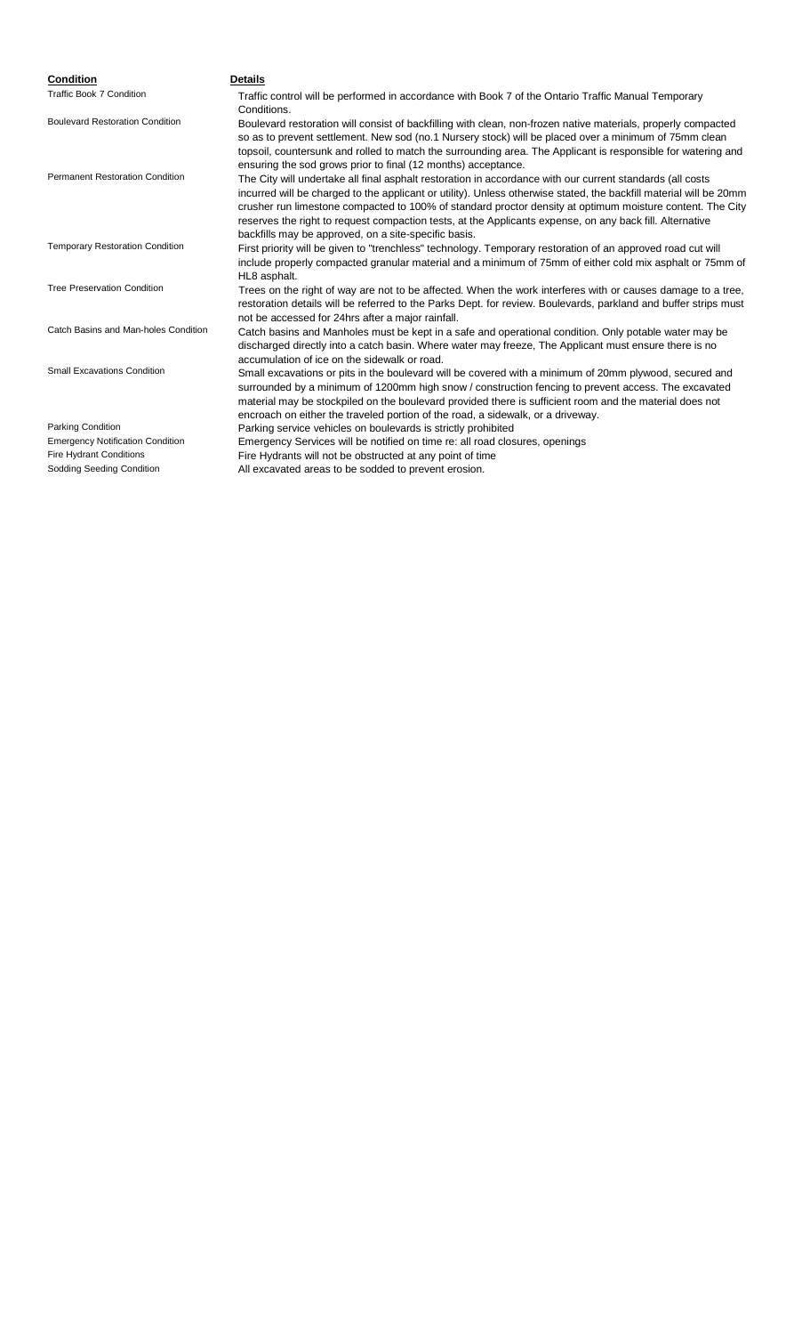| Condition | Details |
| --- | --- |
| Traffic Book 7 Condition | Traffic control will be performed in accordance with Book 7 of the Ontario Traffic Manual Temporary Conditions. |
| Boulevard Restoration Condition | Boulevard restoration will consist of backfilling with clean, non-frozen native materials, properly compacted so as to prevent settlement. New sod (no.1 Nursery stock) will be placed over a minimum of 75mm clean topsoil, countersunk and rolled to match the surrounding area. The Applicant is responsible for watering and ensuring the sod grows prior to final (12 months) acceptance. |
| Permanent Restoration Condition | The City will undertake all final asphalt restoration in accordance with our current standards (all costs incurred will be charged to the applicant or utility). Unless otherwise stated, the backfill material will be 20mm crusher run limestone compacted to 100% of standard proctor density at optimum moisture content. The City reserves the right to request compaction tests, at the Applicants expense, on any back fill. Alternative backfills may be approved, on a site-specific basis. |
| Temporary Restoration Condition | First priority will be given to "trenchless" technology. Temporary restoration of an approved road cut will include properly compacted granular material and a minimum of 75mm of either cold mix asphalt or 75mm of HL8 asphalt. |
| Tree Preservation Condition | Trees on the right of way are not to be affected. When the work interferes with or causes damage to a tree, restoration details will be referred to the Parks Dept. for review. Boulevards, parkland and buffer strips must not be accessed for 24hrs after a major rainfall. |
| Catch Basins and Man-holes Condition | Catch basins and Manholes must be kept in a safe and operational condition. Only potable water may be discharged directly into a catch basin. Where water may freeze, The Applicant must ensure there is no accumulation of ice on the sidewalk or road. |
| Small Excavations Condition | Small excavations or pits in the boulevard will be covered with a minimum of 20mm plywood, secured and surrounded by a minimum of 1200mm high snow / construction fencing to prevent access. The excavated material may be stockpiled on the boulevard provided there is sufficient room and the material does not encroach on either the traveled portion of the road, a sidewalk, or a driveway. |
| Parking Condition | Parking service vehicles on boulevards is strictly prohibited |
| Emergency Notification Condition | Emergency Services will be notified on time re: all road closures, openings |
| Fire Hydrant Conditions | Fire Hydrants will not be obstructed at any point of time |
| Sodding Seeding Condition | All excavated areas to be sodded to prevent erosion. |